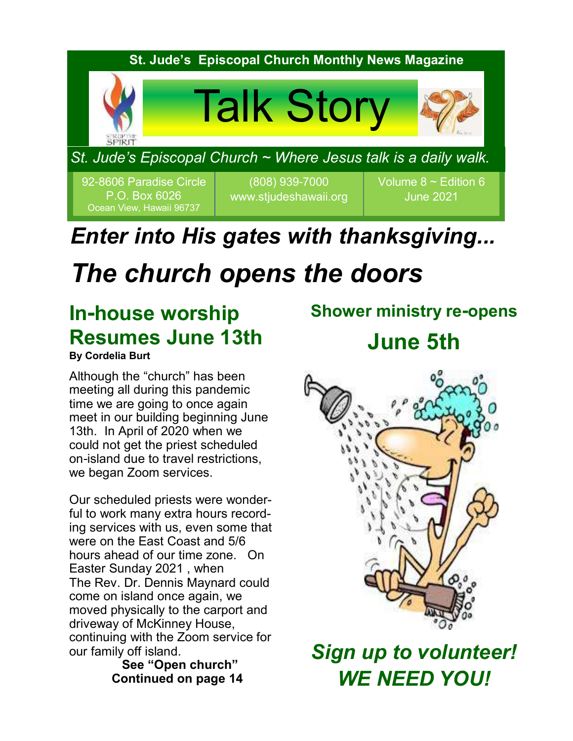St. Jude's Episcopal Church Monthly News Magazine

# Talk Story

*St. Jude's Episcopal Church ~ Where Jesus talk is a daily walk.*

| 92-8606 Paradise Circle<br>P.O. Box 6026<br>Ocean View, Hawaii 96737 | (808) 939-7000<br>www.stjudeshawaii.org | Volume 8 ~ Edition 6<br>June 2021 |
|---|---|---|

## *Enter into His gates with thanksgiving...*

# *The church opens the doors*

## In-house worship Resumes June 13th

**By Cordelia Burt**

Although the "church" has been meeting all during this pandemic time we are going to once again meet in our building beginning June 13th. In April of 2020 when we could not get the priest scheduled on-island due to travel restrictions, we began Zoom services.

Our scheduled priests were wonderful to work many extra hours recording services with us, even some that were on the East Coast and 5/6 hours ahead of our time zone. On Easter Sunday 2021 , when The Rev. Dr. Dennis Maynard could come on island once again, we moved physically to the carport and driveway of McKinney House, continuing with the Zoom service for our family off island.

**See "Open church" Continued on page 14**

## Shower ministry re-opens June 5th

***Sign up to volunteer! WE NEED YOU!***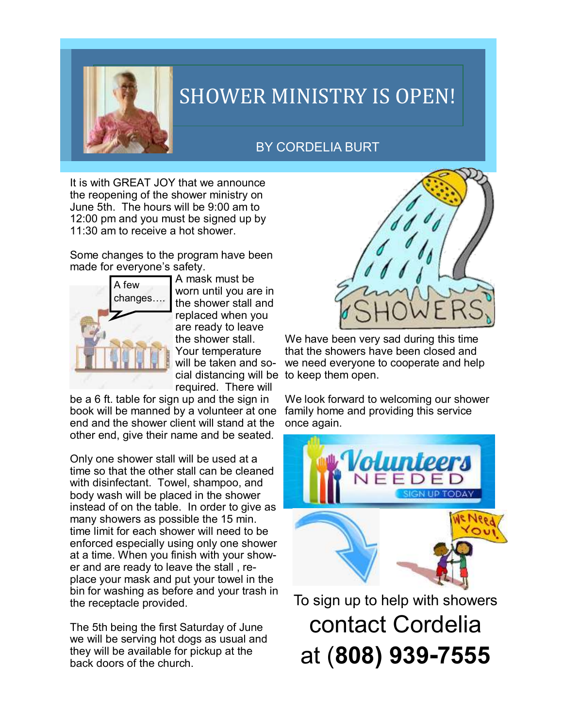# SHOWER MINISTRY IS OPEN!

BY CORDELIA BURT

It is with GREAT JOY that we announce the reopening of the shower ministry on June 5th. The hours will be 9:00 am to 12:00 pm and you must be signed up by 11:30 am to receive a hot shower.

Some changes to the program have been made for everyone's safety.

A few changes….

A mask must be worn until you are in the shower stall and replaced when you are ready to leave the shower stall. Your temperature will be taken and social distancing will be required. There will be a 6 ft. table for sign up and the sign in book will be manned by a volunteer at one end and the shower client will stand at the other end, give their name and be seated.

Only one shower stall will be used at a time so that the other stall can be cleaned with disinfectant. Towel, shampoo, and body wash will be placed in the shower instead of on the table. In order to give as many showers as possible the 15 min. time limit for each shower will need to be enforced especially using only one shower at a time. When you finish with your shower and are ready to leave the stall , replace your mask and put your towel in the bin for washing as before and your trash in the receptacle provided.

The 5th being the first Saturday of June we will be serving hot dogs as usual and they will be available for pickup at the back doors of the church.

SHOWERS

We have been very sad during this time that the showers have been closed and we need everyone to cooperate and help to keep them open.

We look forward to welcoming our shower family home and providing this service once again.

Volunteers NEEDED SIGN UP TODAY

We Need You!

To sign up to help with showers contact Cordelia at (**808) 939-7555**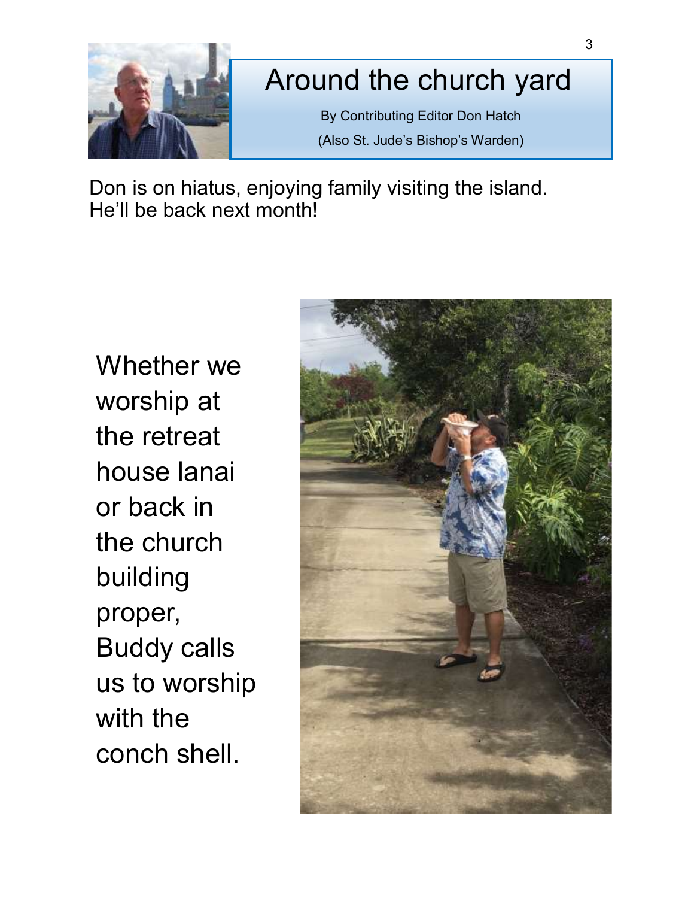# Around the church yard

By Contributing Editor Don Hatch

(Also St. Jude's Bishop's Warden)

Don is on hiatus, enjoying family visiting the island. He'll be back next month!

Whether we worship at the retreat house lanai or back in the church building proper, Buddy calls us to worship with the conch shell.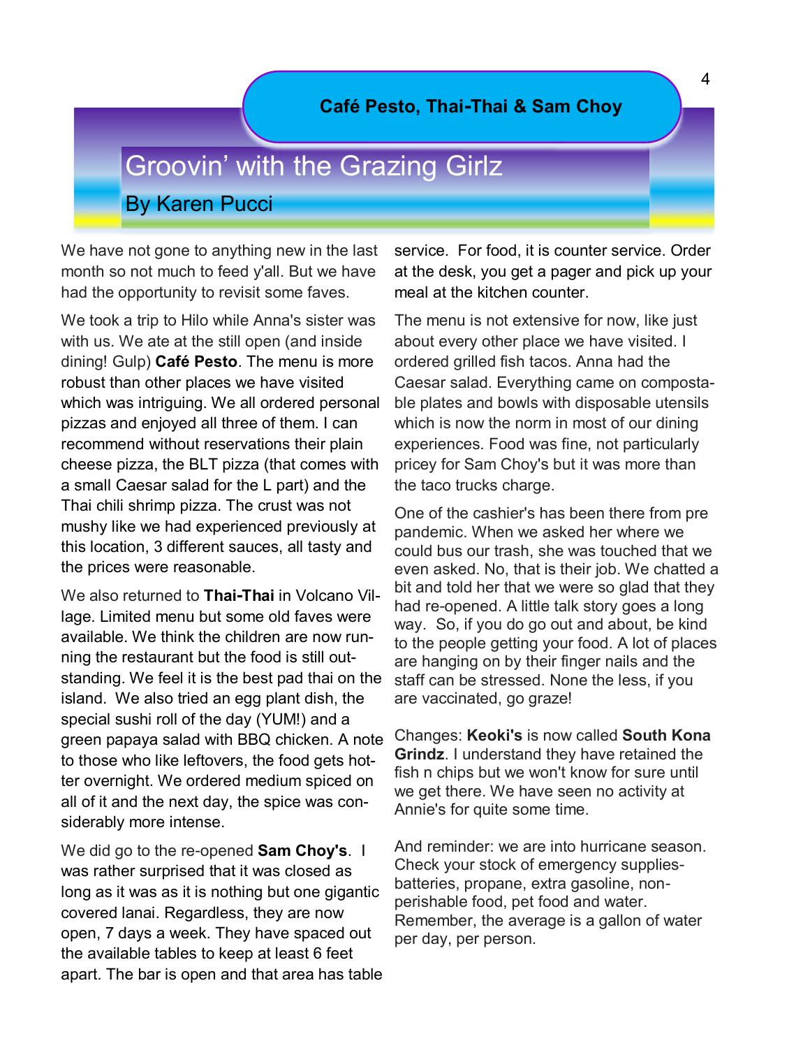**Café Pesto, Thai-Thai & Sam Choy**

# Groovin' with the Grazing Girlz

## By Karen Pucci

We have not gone to anything new in the last month so not much to feed y'all. But we have had the opportunity to revisit some faves.

We took a trip to Hilo while Anna's sister was with us. We ate at the still open (and inside dining! Gulp) **Café Pesto**. The menu is more robust than other places we have visited which was intriguing. We all ordered personal pizzas and enjoyed all three of them. I can recommend without reservations their plain cheese pizza, the BLT pizza (that comes with a small Caesar salad for the L part) and the Thai chili shrimp pizza. The crust was not mushy like we had experienced previously at this location, 3 different sauces, all tasty and the prices were reasonable.

We also returned to **Thai-Thai** in Volcano Village. Limited menu but some old faves were available. We think the children are now running the restaurant but the food is still outstanding. We feel it is the best pad thai on the island. We also tried an egg plant dish, the special sushi roll of the day (YUM!) and a green papaya salad with BBQ chicken. A note to those who like leftovers, the food gets hotter overnight. We ordered medium spiced on all of it and the next day, the spice was considerably more intense.

We did go to the re-opened **Sam Choy's**. I was rather surprised that it was closed as long as it was as it is nothing but one gigantic covered lanai. Regardless, they are now open, 7 days a week. They have spaced out the available tables to keep at least 6 feet apart. The bar is open and that area has table service. For food, it is counter service. Order at the desk, you get a pager and pick up your meal at the kitchen counter.

The menu is not extensive for now, like just about every other place we have visited. I ordered grilled fish tacos. Anna had the Caesar salad. Everything came on compostable plates and bowls with disposable utensils which is now the norm in most of our dining experiences. Food was fine, not particularly pricey for Sam Choy's but it was more than the taco trucks charge.

One of the cashier's has been there from pre pandemic. When we asked her where we could bus our trash, she was touched that we even asked. No, that is their job. We chatted a bit and told her that we were so glad that they had re-opened. A little talk story goes a long way. So, if you do go out and about, be kind to the people getting your food. A lot of places are hanging on by their finger nails and the staff can be stressed. None the less, if you are vaccinated, go graze!

Changes: **Keoki's** is now called **South Kona Grindz**. I understand they have retained the fish n chips but we won't know for sure until we get there. We have seen no activity at Annie's for quite some time.

And reminder: we are into hurricane season. Check your stock of emergency supplies- batteries, propane, extra gasoline, non-perishable food, pet food and water. Remember, the average is a gallon of water per day, per person.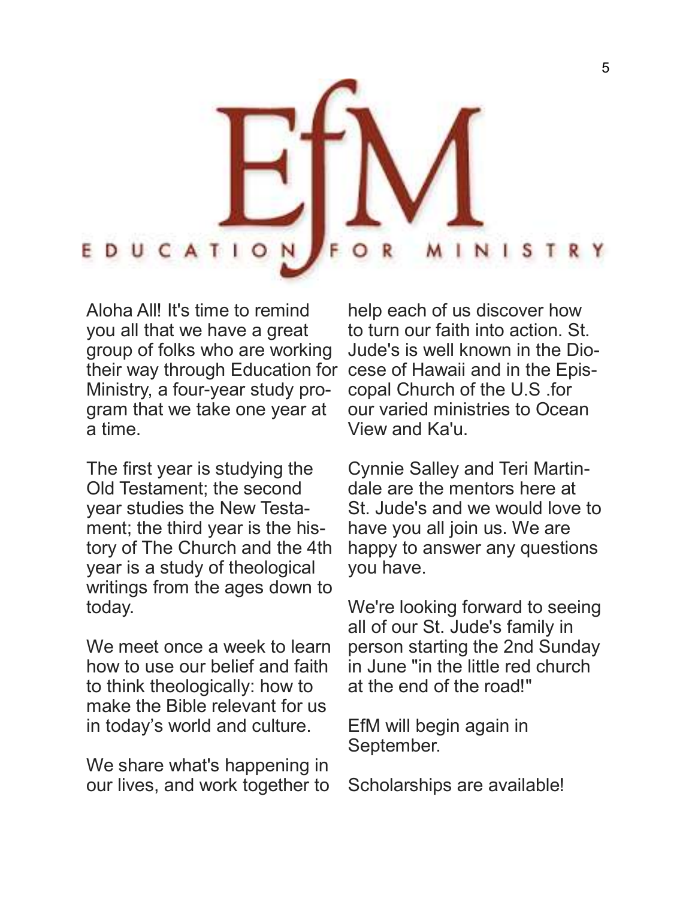# EfM

## EDUCATION FOR MINISTRY

Aloha All! It's time to remind you all that we have a great group of folks who are working their way through Education for Ministry, a four-year study program that we take one year at a time.

The first year is studying the Old Testament; the second year studies the New Testament; the third year is the history of The Church and the 4th year is a study of theological writings from the ages down to today.

We meet once a week to learn how to use our belief and faith to think theologically: how to make the Bible relevant for us in today's world and culture.

We share what's happening in our lives, and work together to help each of us discover how to turn our faith into action. St. Jude's is well known in the Diocese of Hawaii and in the Episcopal Church of the U.S .for our varied ministries to Ocean View and Ka'u.

Cynnie Salley and Teri Martindale are the mentors here at St. Jude's and we would love to have you all join us. We are happy to answer any questions you have.

We're looking forward to seeing all of our St. Jude's family in person starting the 2nd Sunday in June "in the little red church at the end of the road!"

EfM will begin again in September.

Scholarships are available!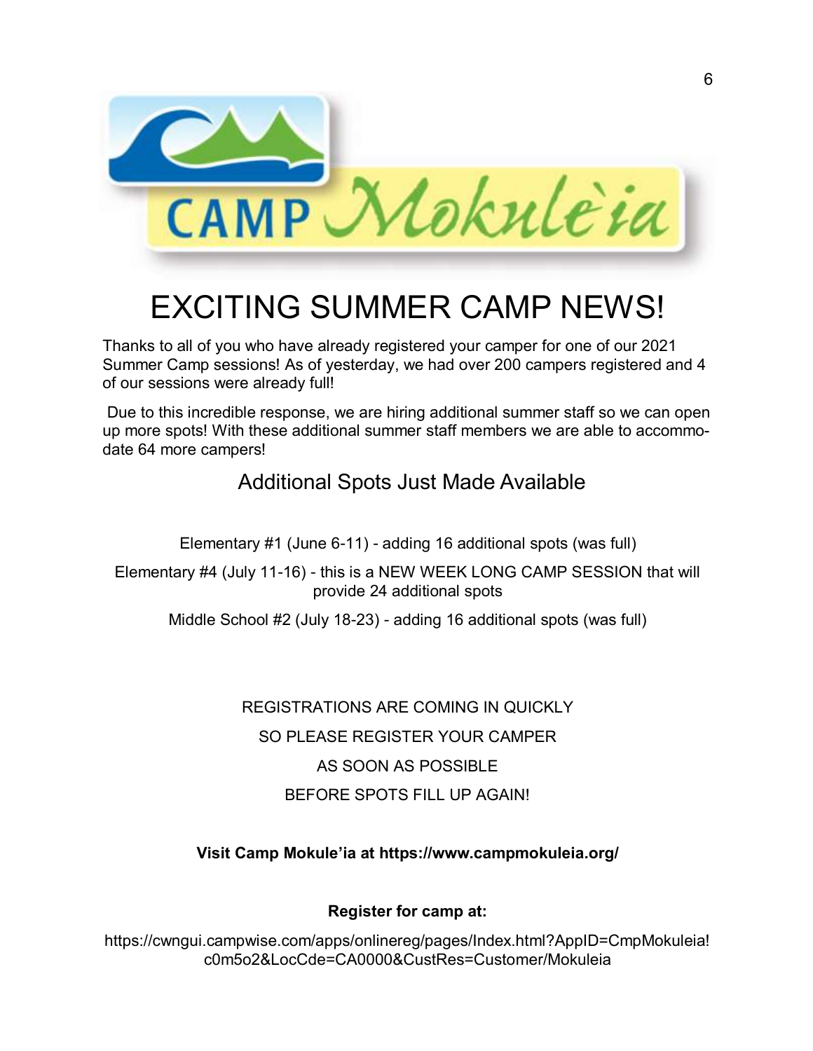# EXCITING SUMMER CAMP NEWS!

Thanks to all of you who have already registered your camper for one of our 2021 Summer Camp sessions! As of yesterday, we had over 200 campers registered and 4 of our sessions were already full!

Due to this incredible response, we are hiring additional summer staff so we can open up more spots! With these additional summer staff members we are able to accommodate 64 more campers!

## Additional Spots Just Made Available

Elementary #1 (June 6-11) - adding 16 additional spots (was full)

Elementary #4 (July 11-16) - this is a NEW WEEK LONG CAMP SESSION that will provide 24 additional spots

Middle School #2 (July 18-23) - adding 16 additional spots (was full)

REGISTRATIONS ARE COMING IN QUICKLY

SO PLEASE REGISTER YOUR CAMPER

AS SOON AS POSSIBLE

BEFORE SPOTS FILL UP AGAIN!

**Visit Camp Mokule'ia at https://www.campmokuleia.org/**

**Register for camp at:**

https://cwngui.campwise.com/apps/onlinereg/pages/Index.html?AppID=CmpMokuleia!c0m5o2&LocCde=CA0000&CustRes=Customer/Mokuleia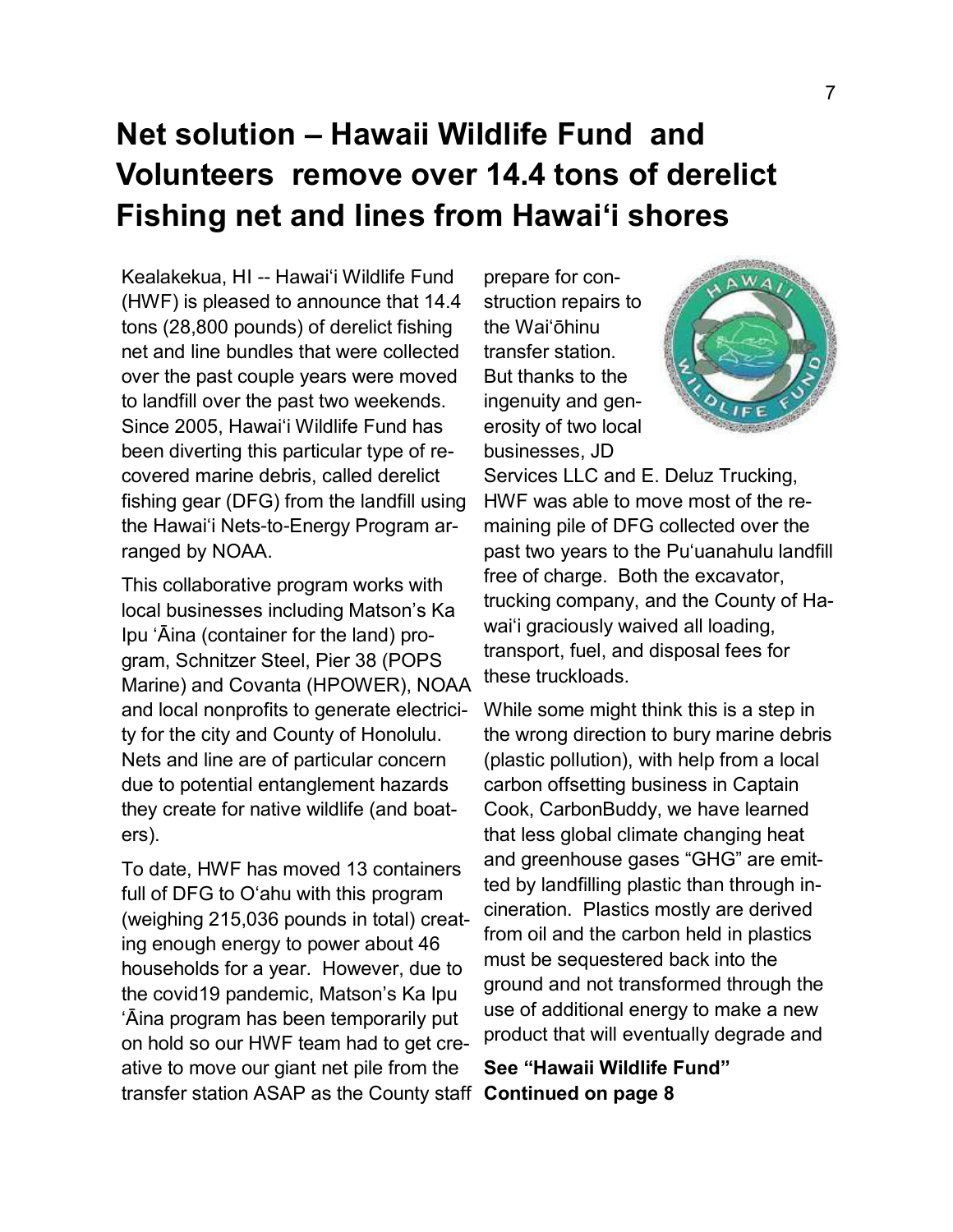# Net solution – Hawaii Wildlife Fund and Volunteers remove over 14.4 tons of derelict Fishing net and lines from Hawaiʻi shores

Kealakekua, HI -- Hawaiʻi Wildlife Fund (HWF) is pleased to announce that 14.4 tons (28,800 pounds) of derelict fishing net and line bundles that were collected over the past couple years were moved to landfill over the past two weekends. Since 2005, Hawaiʻi Wildlife Fund has been diverting this particular type of recovered marine debris, called derelict fishing gear (DFG) from the landfill using the Hawaiʻi Nets-to-Energy Program arranged by NOAA.

This collaborative program works with local businesses including Matson's Ka Ipu ʻĀina (container for the land) program, Schnitzer Steel, Pier 38 (POPS Marine) and Covanta (HPOWER), NOAA and local nonprofits to generate electricity for the city and County of Honolulu. Nets and line are of particular concern due to potential entanglement hazards they create for native wildlife (and boaters).

To date, HWF has moved 13 containers full of DFG to Oʻahu with this program (weighing 215,036 pounds in total) creating enough energy to power about 46 households for a year. However, due to the covid19 pandemic, Matson's Ka Ipu ʻĀina program has been temporarily put on hold so our HWF team had to get creative to move our giant net pile from the transfer station ASAP as the County staff prepare for construction repairs to the Waiʻōhinu transfer station. But thanks to the ingenuity and generosity of two local businesses, JD Services LLC and E. Deluz Trucking, HWF was able to move most of the remaining pile of DFG collected over the past two years to the Puʻuanahulu landfill free of charge. Both the excavator, trucking company, and the County of Hawaiʻi graciously waived all loading, transport, fuel, and disposal fees for these truckloads.

While some might think this is a step in the wrong direction to bury marine debris (plastic pollution), with help from a local carbon offsetting business in Captain Cook, CarbonBuddy, we have learned that less global climate changing heat and greenhouse gases "GHG" are emitted by landfilling plastic than through incineration. Plastics mostly are derived from oil and the carbon held in plastics must be sequestered back into the ground and not transformed through the use of additional energy to make a new product that will eventually degrade and

**See "Hawaii Wildlife Fund" Continued on page 8**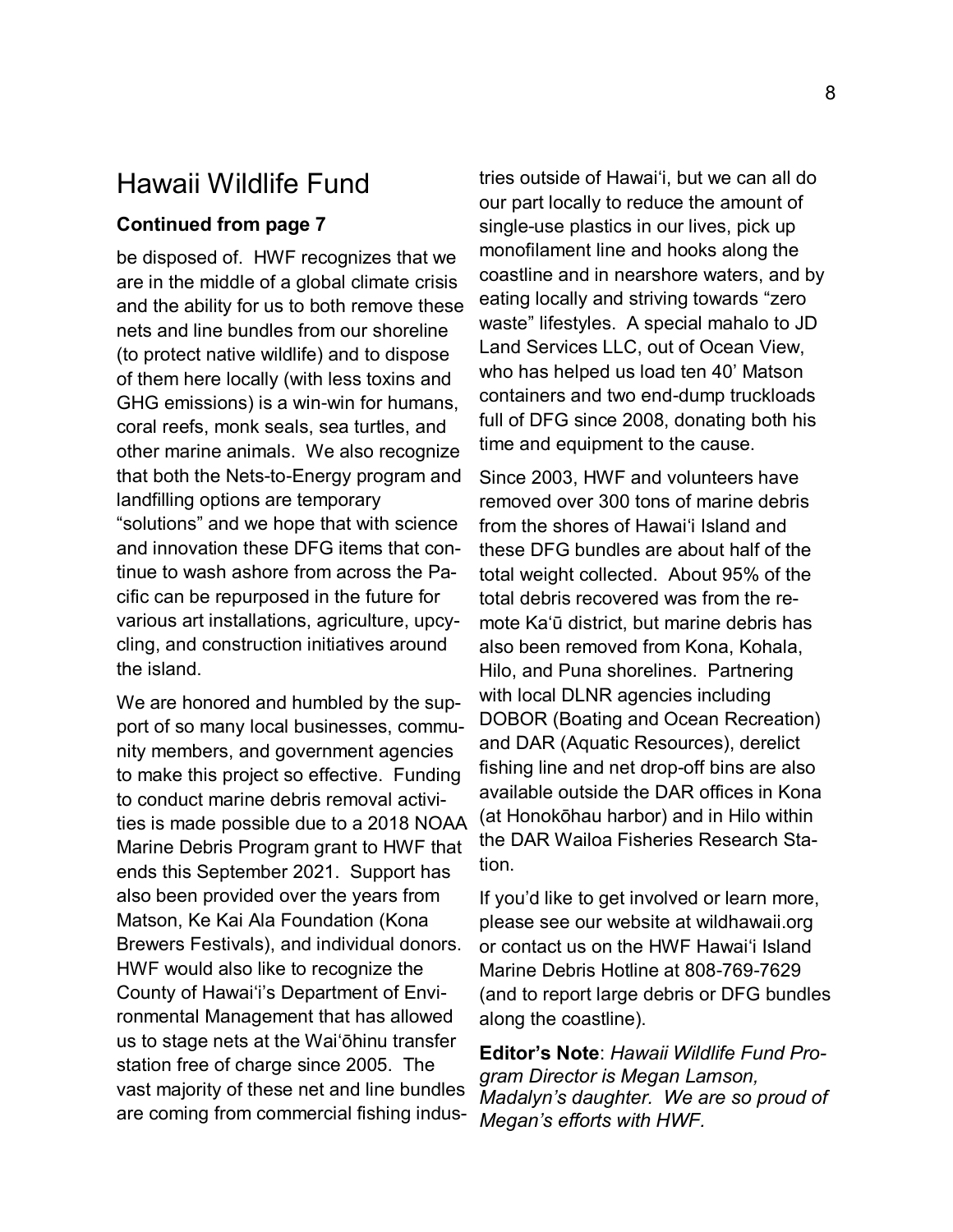## Hawaii Wildlife Fund

### Continued from page 7

be disposed of. HWF recognizes that we are in the middle of a global climate crisis and the ability for us to both remove these nets and line bundles from our shoreline (to protect native wildlife) and to dispose of them here locally (with less toxins and GHG emissions) is a win-win for humans, coral reefs, monk seals, sea turtles, and other marine animals. We also recognize that both the Nets-to-Energy program and landfilling options are temporary "solutions" and we hope that with science and innovation these DFG items that continue to wash ashore from across the Pacific can be repurposed in the future for various art installations, agriculture, upcycling, and construction initiatives around the island.

We are honored and humbled by the support of so many local businesses, community members, and government agencies to make this project so effective. Funding to conduct marine debris removal activities is made possible due to a 2018 NOAA Marine Debris Program grant to HWF that ends this September 2021. Support has also been provided over the years from Matson, Ke Kai Ala Foundation (Kona Brewers Festivals), and individual donors. HWF would also like to recognize the County of Hawaiʻi's Department of Environmental Management that has allowed us to stage nets at the Waiʻōhinu transfer station free of charge since 2005. The vast majority of these net and line bundles are coming from commercial fishing industries outside of Hawaiʻi, but we can all do our part locally to reduce the amount of single-use plastics in our lives, pick up monofilament line and hooks along the coastline and in nearshore waters, and by eating locally and striving towards "zero waste" lifestyles. A special mahalo to JD Land Services LLC, out of Ocean View, who has helped us load ten 40' Matson containers and two end-dump truckloads full of DFG since 2008, donating both his time and equipment to the cause.

Since 2003, HWF and volunteers have removed over 300 tons of marine debris from the shores of Hawaiʻi Island and these DFG bundles are about half of the total weight collected. About 95% of the total debris recovered was from the remote Kaʻū district, but marine debris has also been removed from Kona, Kohala, Hilo, and Puna shorelines. Partnering with local DLNR agencies including DOBOR (Boating and Ocean Recreation) and DAR (Aquatic Resources), derelict fishing line and net drop-off bins are also available outside the DAR offices in Kona (at Honokōhau harbor) and in Hilo within the DAR Wailoa Fisheries Research Station.

If you'd like to get involved or learn more, please see our website at wildhawaii.org or contact us on the HWF Hawaiʻi Island Marine Debris Hotline at 808-769-7629 (and to report large debris or DFG bundles along the coastline).

**Editor's Note**: *Hawaii Wildlife Fund Program Director is Megan Lamson, Madalyn's daughter. We are so proud of Megan's efforts with HWF.*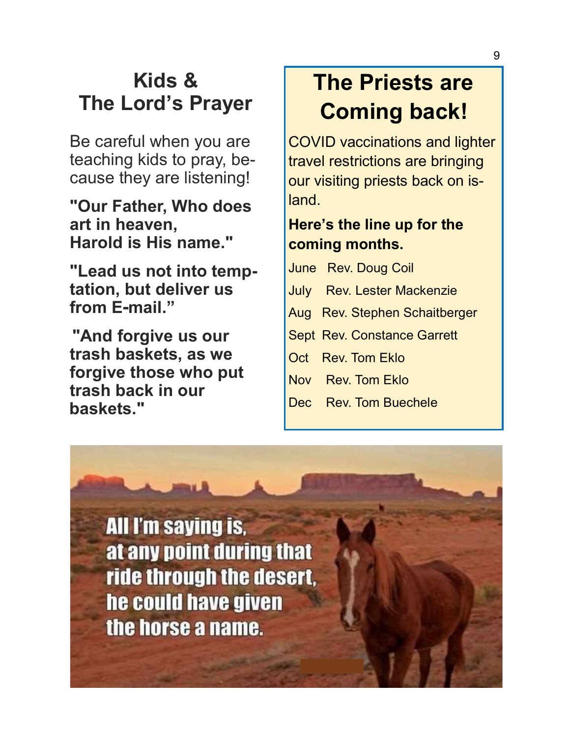## Kids & The Lord's Prayer

Be careful when you are teaching kids to pray, because they are listening!

**"Our Father, Who does art in heaven, Harold is His name."**

**"Lead us not into temptation, but deliver us from E-mail."**

**"And forgive us our trash baskets, as we forgive those who put trash back in our baskets."**

## The Priests are Coming back!

COVID vaccinations and lighter travel restrictions are bringing our visiting priests back on island.

**Here's the line up for the coming months.**

- June Rev. Doug Coil
- July Rev. Lester Mackenzie
- Aug Rev. Stephen Schaitberger
- Sept Rev. Constance Garrett
- Oct Rev. Tom Eklo
- Nov Rev. Tom Eklo
- Dec Rev. Tom Buechele

All I'm saying is, at any point during that ride through the desert, he could have given the horse a name.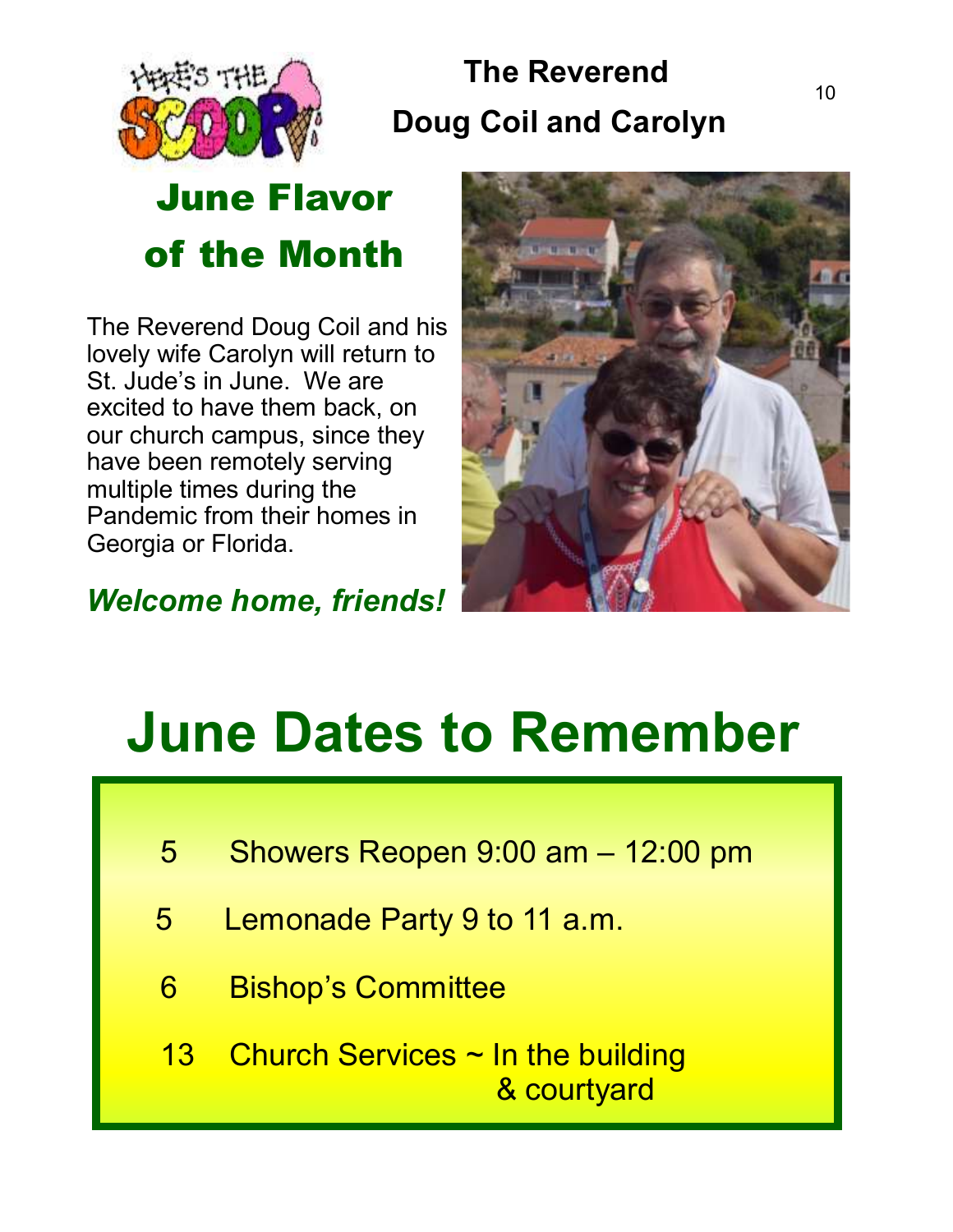HERE'S THE SCOOP

## The Reverend Doug Coil and Carolyn

## June Flavor of the Month

The Reverend Doug Coil and his lovely wife Carolyn will return to St. Jude's in June. We are excited to have them back, on our church campus, since they have been remotely serving multiple times during the Pandemic from their homes in Georgia or Florida.

***Welcome home, friends!***

# June Dates to Remember

- 5 Showers Reopen 9:00 am – 12:00 pm
- 5 Lemonade Party 9 to 11 a.m.
- 6 Bishop's Committee
- 13 Church Services ~ In the building & courtyard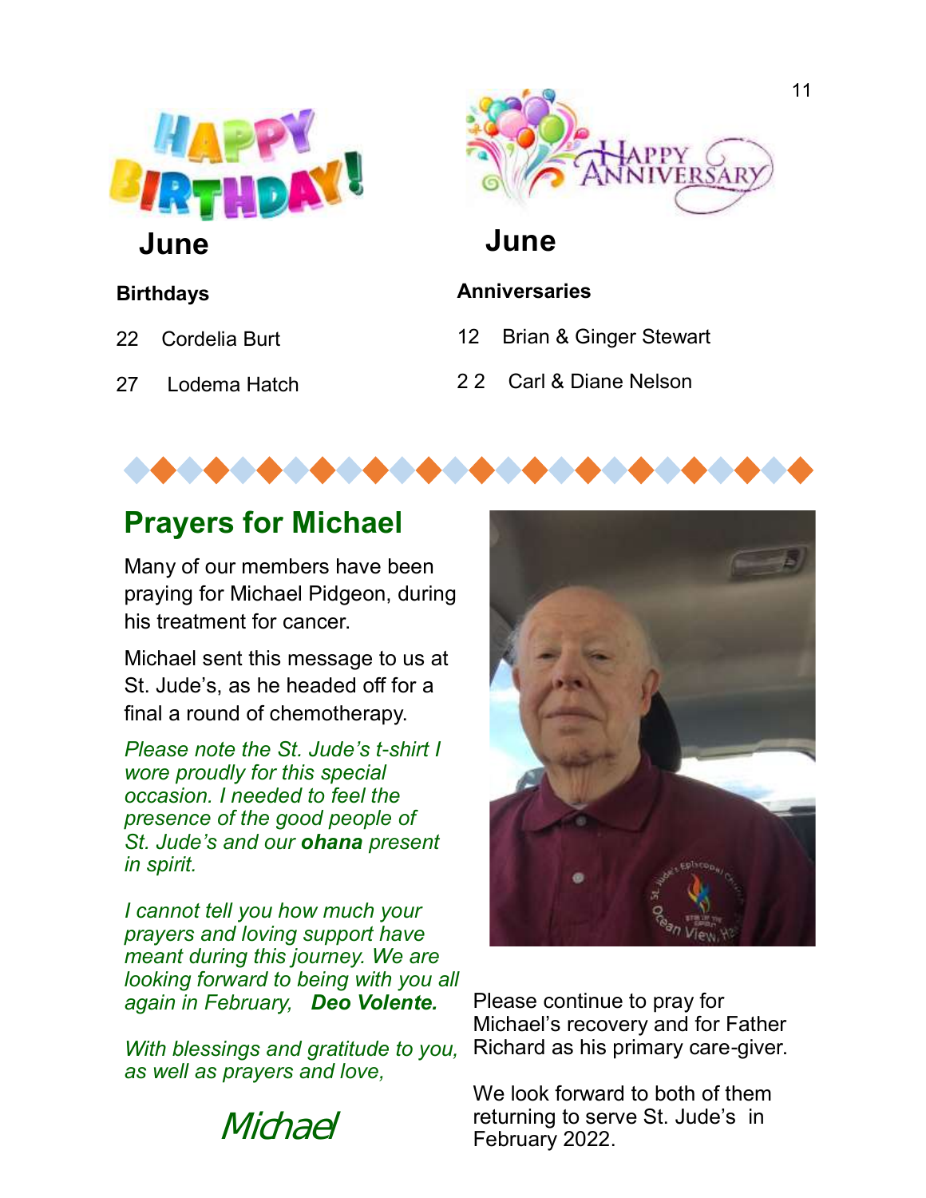## June

**Birthdays**

22 Cordelia Burt

27 Lodema Hatch

## June

**Anniversaries**

12 Brian & Ginger Stewart

2 2 Carl & Diane Nelson

## Prayers for Michael

Many of our members have been praying for Michael Pidgeon, during his treatment for cancer.

Michael sent this message to us at St. Jude's, as he headed off for a final a round of chemotherapy.

*Please note the St. Jude's t-shirt I wore proudly for this special occasion. I needed to feel the presence of the good people of St. Jude's and our* ***ohana*** *present in spirit.*

*I cannot tell you how much your prayers and loving support have meant during this journey. We are looking forward to being with you all again in February,* ***Deo Volente.***

*With blessings and gratitude to you, as well as prayers and love,*

*Michael*

Please continue to pray for Michael's recovery and for Father Richard as his primary care-giver.

We look forward to both of them returning to serve St. Jude's in February 2022.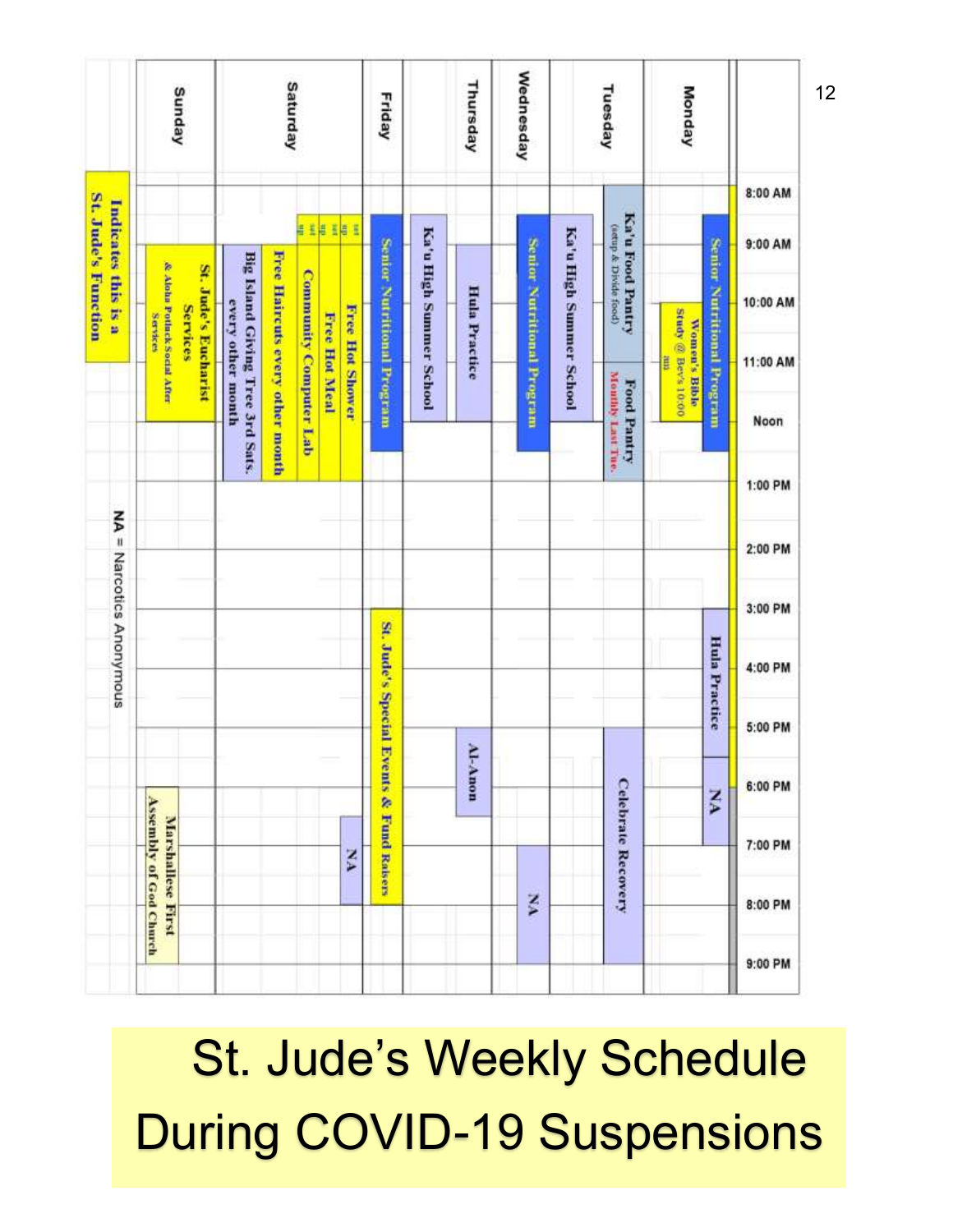| | 8:00 AM | 9:00 AM | 10:00 AM | 11:00 AM | Noon | 1:00 PM | 2:00 PM | 3:00 PM | 4:00 PM | 5:00 PM | 6:00 PM | 7:00 PM | 8:00 PM | 9:00 PM |
|---|---|---|---|---|---|---|---|---|---|---|---|---|---|---|
| Monday | | Senior Nutritional Program; Women's Bible Study @ Bev's 10:00 am | | | | | | Hula Practice | | | NA | | | |
| Tuesday | Ka'u Food Pantry (setup & Divide food); Ka'u High Summer School | | | Food Pantry Monthly Last Tue. | | | | | | Celebrate Recovery | | | | |
| Wednesday | | Senior Nutritional Program | | | | | | | | | | NA | | |
| Thursday | | Ka'u High Summer School; Hula Practice | | | | | | | | Al-Anon | | | | |
| Friday | | Senior Nutritional Program | | | | | | St. Jude's Special Events & Fund Raisers | | | | | | |
| Saturday | set up | Free Hot Shower; Free Hot Meal; Community Computer Lab; Free Haircuts every other month; Big Island Giving Tree 3rd Sats. every other month | | | | | | | | | NA | | | |
| Sunday | | St. Jude's Eucharist Services & Aloha Potluck Social After Services | | | | | | | | | Marshallese First Assembly of God Church | | | |

Indicates this is a St. Jude's Function

NA = Narcotics Anonymous

# St. Jude's Weekly Schedule During COVID-19 Suspensions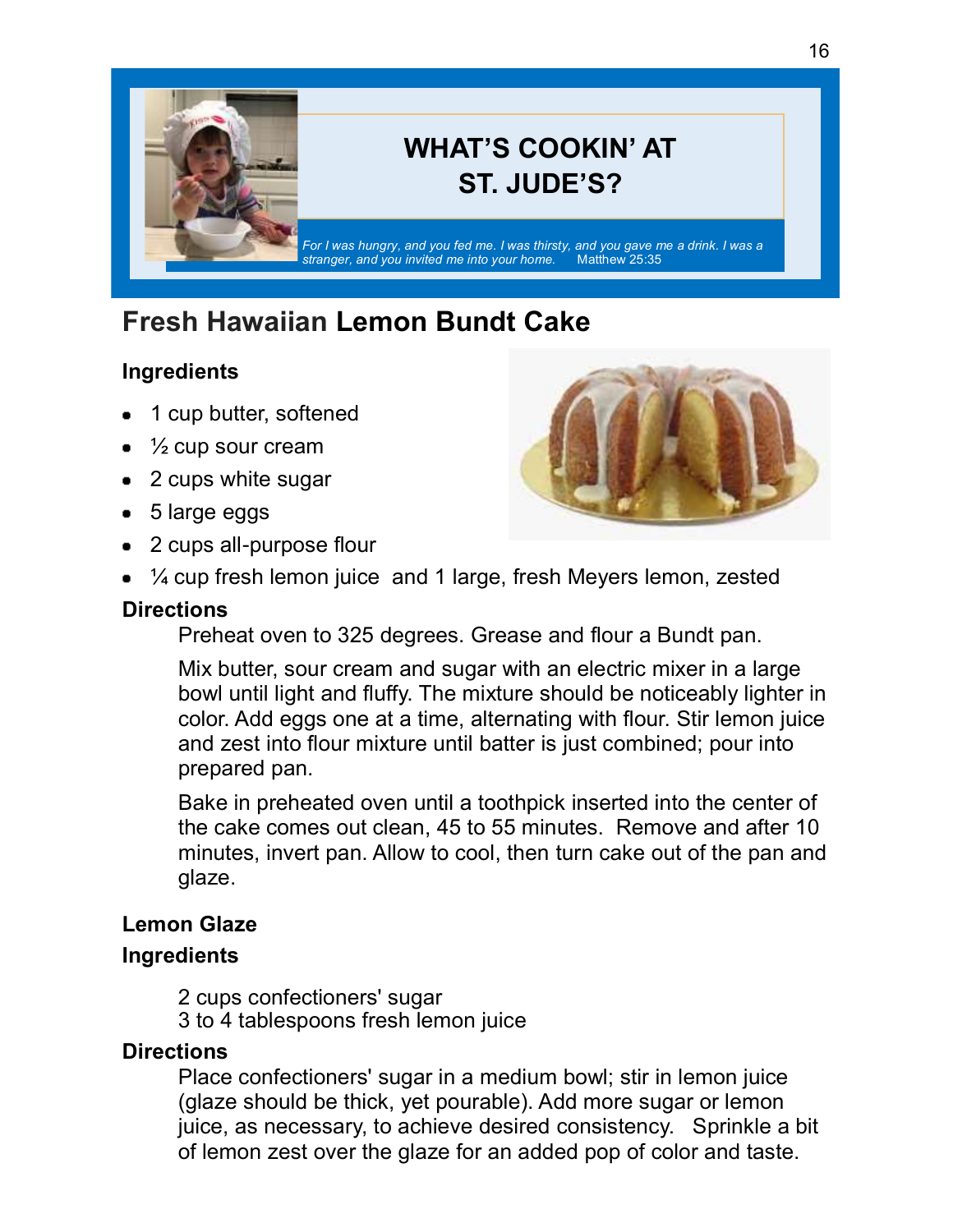# WHAT'S COOKIN' AT ST. JUDE'S?

*For I was hungry, and you fed me. I was thirsty, and you gave me a drink. I was a stranger, and you invited me into your home.* Matthew 25:35

## Fresh Hawaiian Lemon Bundt Cake

### Ingredients

- 1 cup butter, softened
- ½ cup sour cream
- 2 cups white sugar
- 5 large eggs
- 2 cups all-purpose flour
- ¼ cup fresh lemon juice and 1 large, fresh Meyers lemon, zested

### Directions

Preheat oven to 325 degrees. Grease and flour a Bundt pan.

Mix butter, sour cream and sugar with an electric mixer in a large bowl until light and fluffy. The mixture should be noticeably lighter in color. Add eggs one at a time, alternating with flour. Stir lemon juice and zest into flour mixture until batter is just combined; pour into prepared pan.

Bake in preheated oven until a toothpick inserted into the center of the cake comes out clean, 45 to 55 minutes. Remove and after 10 minutes, invert pan. Allow to cool, then turn cake out of the pan and glaze.

### Lemon Glaze

### Ingredients

2 cups confectioners' sugar
3 to 4 tablespoons fresh lemon juice

### Directions

Place confectioners' sugar in a medium bowl; stir in lemon juice (glaze should be thick, yet pourable). Add more sugar or lemon juice, as necessary, to achieve desired consistency. Sprinkle a bit of lemon zest over the glaze for an added pop of color and taste.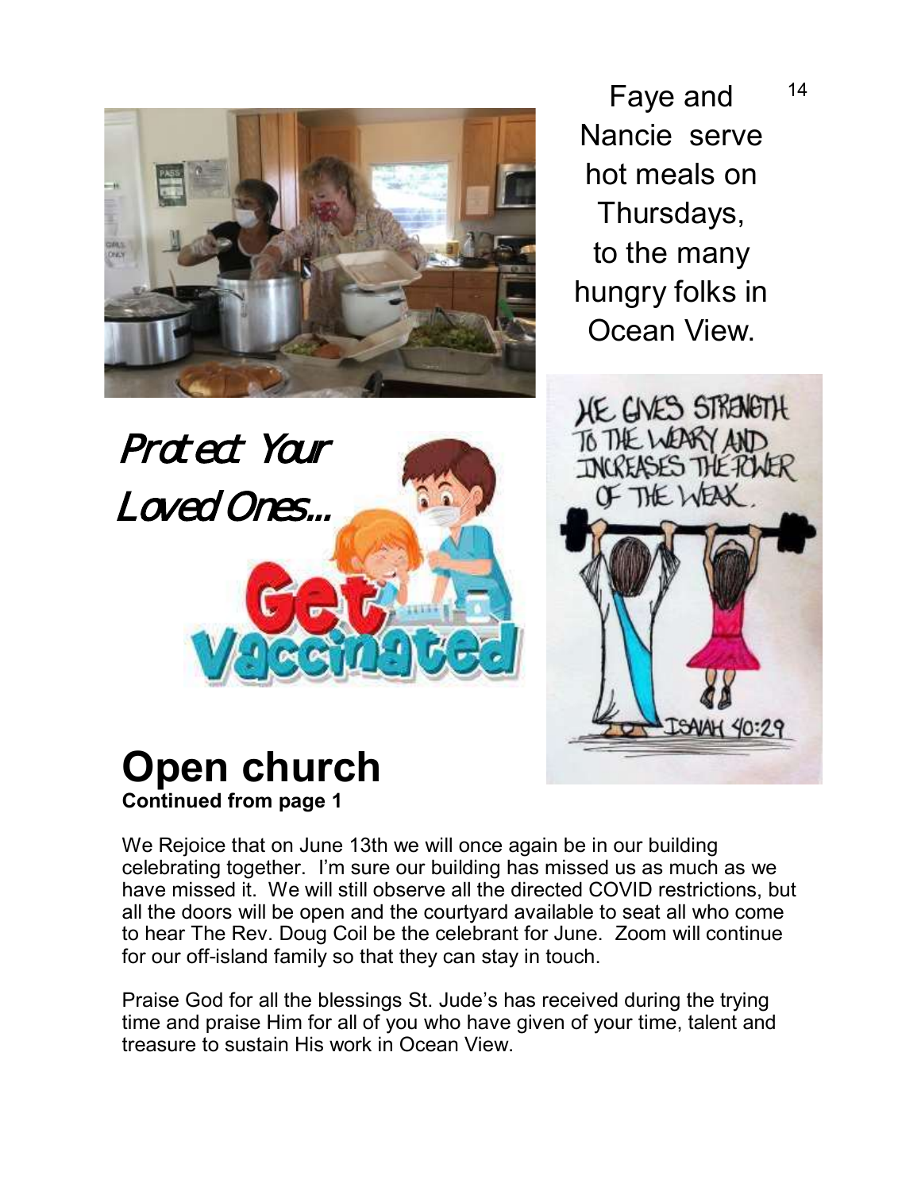Faye and Nancie serve hot meals on Thursdays, to the many hungry folks in Ocean View.

*Protect Your Loved Ones...*

Get Vaccinated

HE GIVES STRENGTH TO THE WEARY AND INCREASES THE POWER OF THE WEAK. ISAIAH 40:29

# Open church

**Continued from page 1**

We Rejoice that on June 13th we will once again be in our building celebrating together. I'm sure our building has missed us as much as we have missed it. We will still observe all the directed COVID restrictions, but all the doors will be open and the courtyard available to seat all who come to hear The Rev. Doug Coil be the celebrant for June. Zoom will continue for our off-island family so that they can stay in touch.

Praise God for all the blessings St. Jude's has received during the trying time and praise Him for all of you who have given of your time, talent and treasure to sustain His work in Ocean View.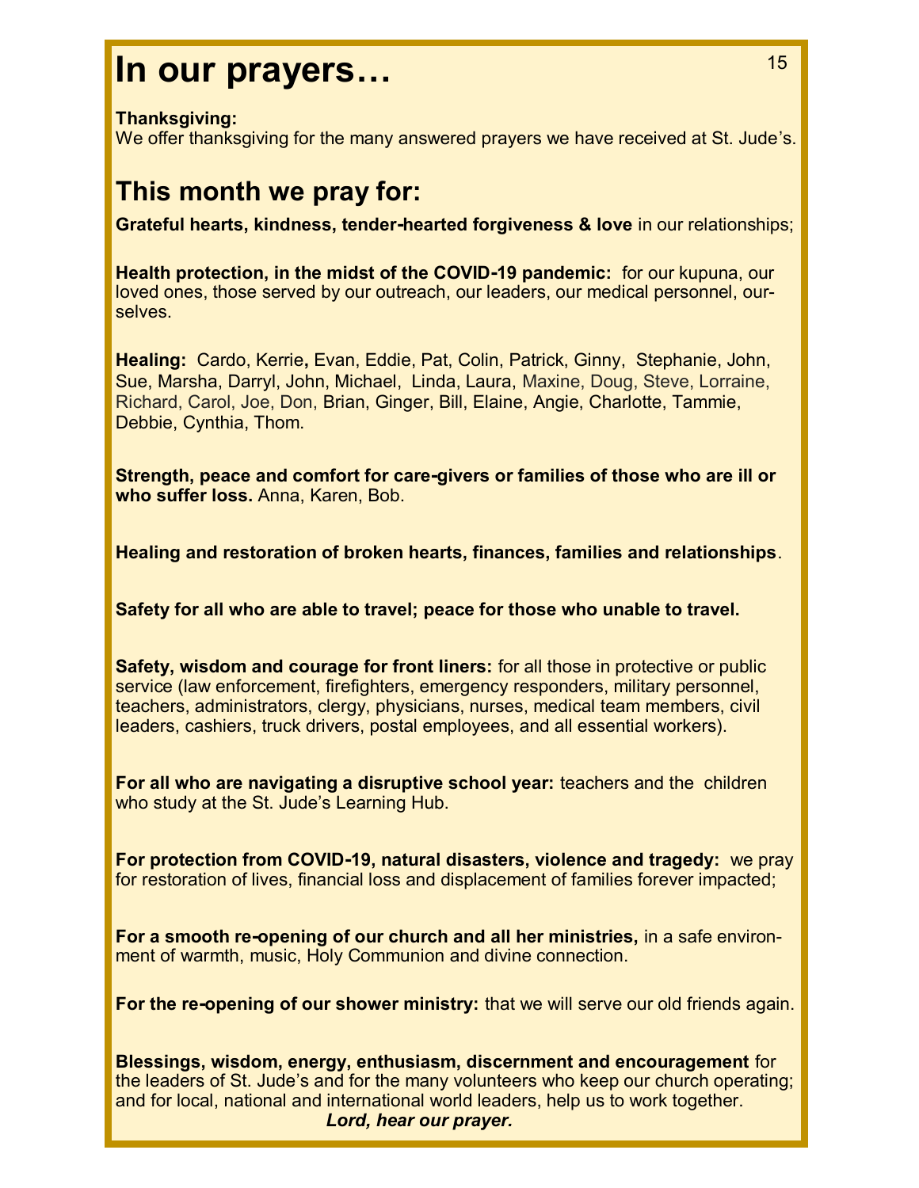# In our prayers…

**Thanksgiving:**
We offer thanksgiving for the many answered prayers we have received at St. Jude's.

## This month we pray for:

**Grateful hearts, kindness, tender-hearted forgiveness & love** in our relationships;

**Health protection, in the midst of the COVID-19 pandemic:** for our kupuna, our loved ones, those served by our outreach, our leaders, our medical personnel, ourselves.

**Healing:** Cardo, Kerrie, Evan, Eddie, Pat, Colin, Patrick, Ginny, Stephanie, John, Sue, Marsha, Darryl, John, Michael, Linda, Laura, Maxine, Doug, Steve, Lorraine, Richard, Carol, Joe, Don, Brian, Ginger, Bill, Elaine, Angie, Charlotte, Tammie, Debbie, Cynthia, Thom.

**Strength, peace and comfort for care-givers or families of those who are ill or who suffer loss.** Anna, Karen, Bob.

**Healing and restoration of broken hearts, finances, families and relationships**.

**Safety for all who are able to travel; peace for those who unable to travel.**

**Safety, wisdom and courage for front liners:** for all those in protective or public service (law enforcement, firefighters, emergency responders, military personnel, teachers, administrators, clergy, physicians, nurses, medical team members, civil leaders, cashiers, truck drivers, postal employees, and all essential workers).

**For all who are navigating a disruptive school year:** teachers and the children who study at the St. Jude's Learning Hub.

**For protection from COVID-19, natural disasters, violence and tragedy:** we pray for restoration of lives, financial loss and displacement of families forever impacted;

**For a smooth re-opening of our church and all her ministries,** in a safe environment of warmth, music, Holy Communion and divine connection.

**For the re-opening of our shower ministry:** that we will serve our old friends again.

**Blessings, wisdom, energy, enthusiasm, discernment and encouragement** for the leaders of St. Jude's and for the many volunteers who keep our church operating; and for local, national and international world leaders, help us to work together.

***Lord, hear our prayer.***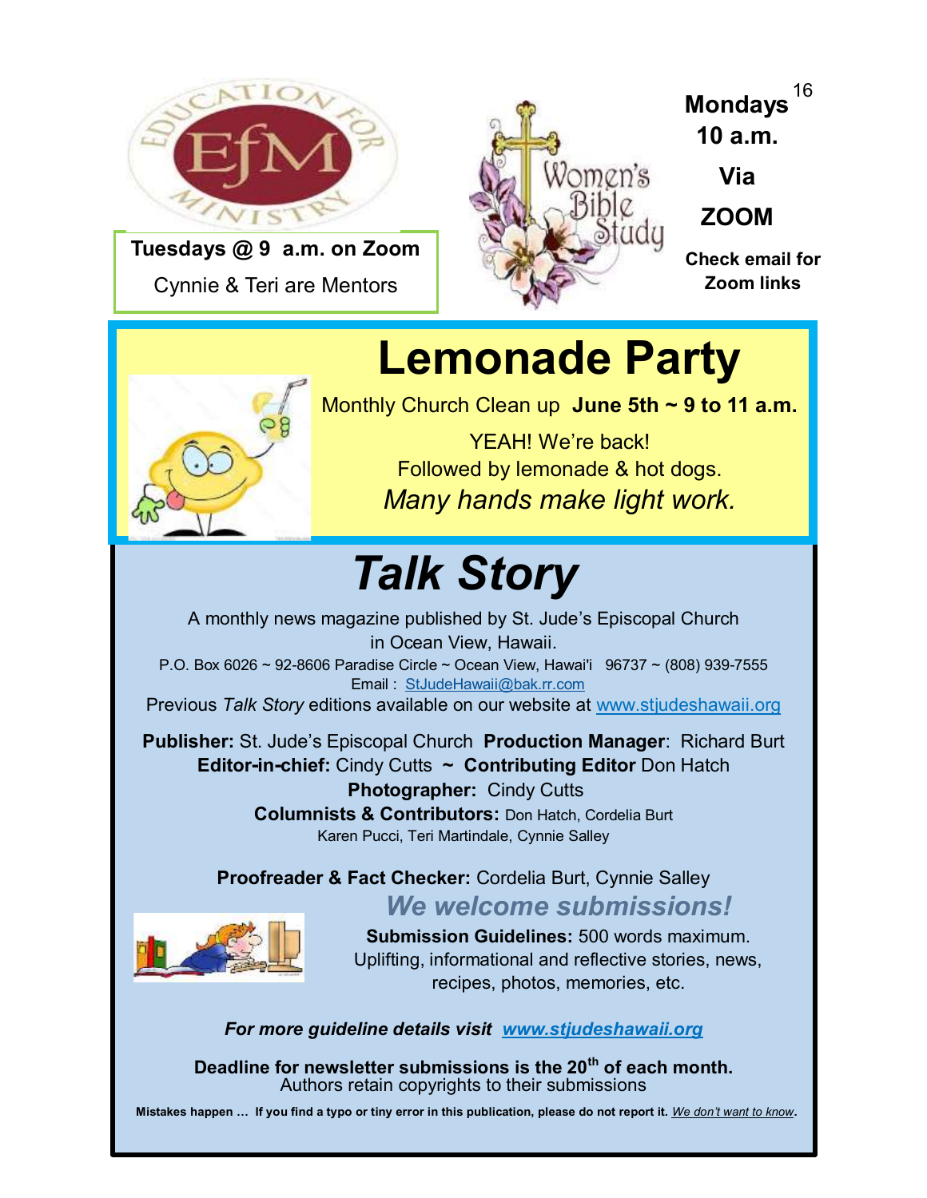Tuesdays @ 9 a.m. on Zoom

Cynnie & Teri are Mentors

Women's Bible Study

**Mondays 10 a.m. Via ZOOM**

**Check email for Zoom links**

# Lemonade Party

Monthly Church Clean up **June 5th ~ 9 to 11 a.m.**

YEAH! We're back!

Followed by lemonade & hot dogs.

*Many hands make light work.*

# *Talk Story*

A monthly news magazine published by St. Jude's Episcopal Church in Ocean View, Hawaii.

P.O. Box 6026 ~ 92-8606 Paradise Circle ~ Ocean View, Hawai'i 96737 ~ (808) 939-7555

Email : StJudeHawaii@bak.rr.com

Previous *Talk Story* editions available on our website at www.stjudeshawaii.org

**Publisher:** St. Jude's Episcopal Church **Production Manager**: Richard Burt

**Editor-in-chief:** Cindy Cutts ~ **Contributing Editor** Don Hatch

**Photographer:** Cindy Cutts

**Columnists & Contributors:** Don Hatch, Cordelia Burt, Karen Pucci, Teri Martindale, Cynnie Salley

**Proofreader & Fact Checker:** Cordelia Burt, Cynnie Salley

## *We welcome submissions!*

**Submission Guidelines:** 500 words maximum. Uplifting, informational and reflective stories, news, recipes, photos, memories, etc.

***For more guideline details visit www.stjudeshawaii.org***

**Deadline for newsletter submissions is the 20th of each month.**

Authors retain copyrights to their submissions

**Mistakes happen … If you find a typo or tiny error in this publication, please do not report it.** *We don't want to know*.